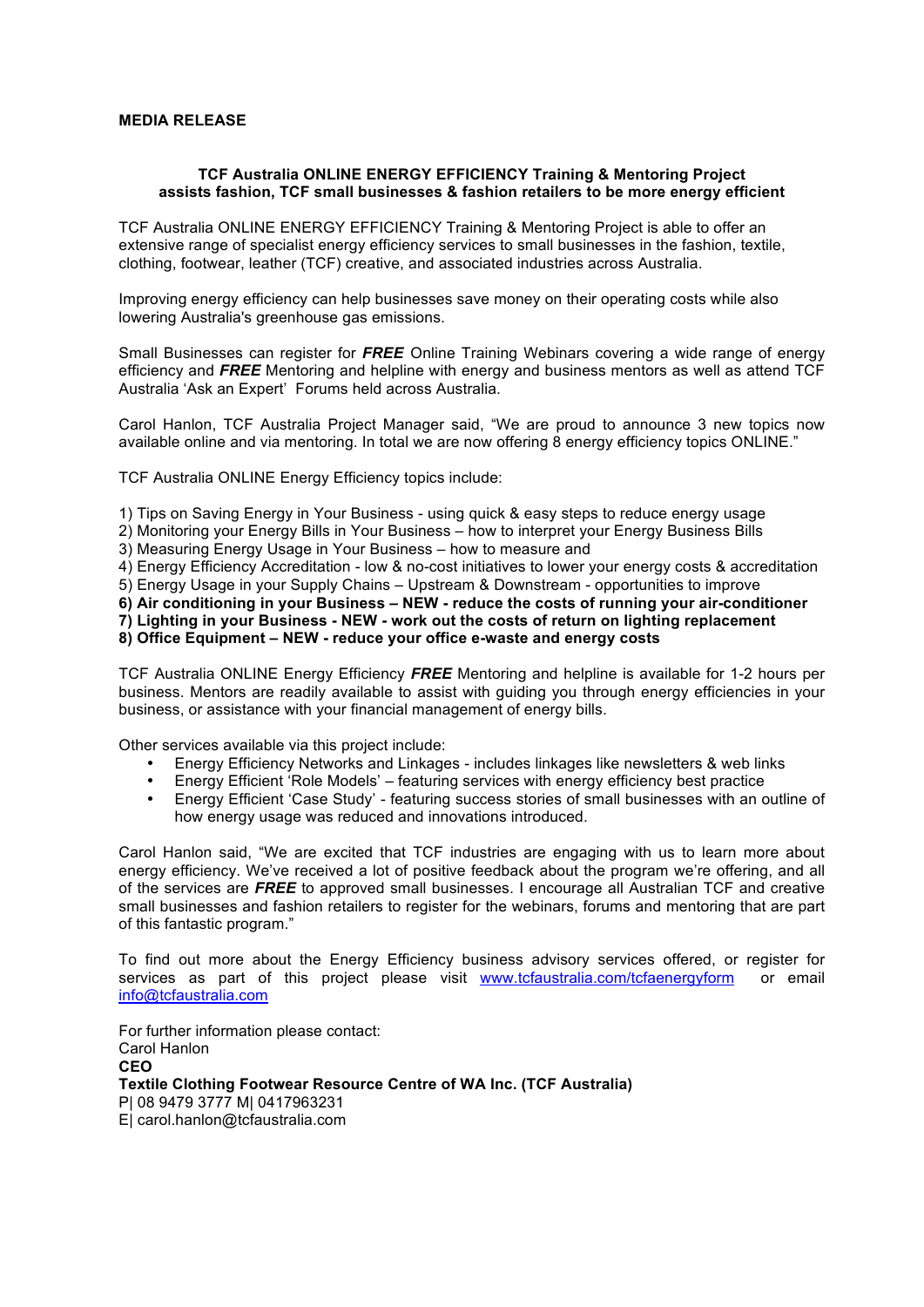**MEDIA RELEASE**

**TCF Australia ONLINE ENERGY EFFICIENCY Training & Mentoring Project assists fashion, TCF small businesses & fashion retailers to be more energy efficient**

TCF Australia ONLINE ENERGY EFFICIENCY Training & Mentoring Project is able to offer an extensive range of specialist energy efficiency services to small businesses in the fashion, textile, clothing, footwear, leather (TCF) creative, and associated industries across Australia.

Improving energy efficiency can help businesses save money on their operating costs while also lowering Australia's greenhouse gas emissions.

Small Businesses can register for ***FREE*** Online Training Webinars covering a wide range of energy efficiency and ***FREE*** Mentoring and helpline with energy and business mentors as well as attend TCF Australia 'Ask an Expert' Forums held across Australia.

Carol Hanlon, TCF Australia Project Manager said, "We are proud to announce 3 new topics now available online and via mentoring. In total we are now offering 8 energy efficiency topics ONLINE."

TCF Australia ONLINE Energy Efficiency topics include:

1) Tips on Saving Energy in Your Business - using quick & easy steps to reduce energy usage
2) Monitoring your Energy Bills in Your Business – how to interpret your Energy Business Bills
3) Measuring Energy Usage in Your Business – how to measure and
4) Energy Efficiency Accreditation - low & no-cost initiatives to lower your energy costs & accreditation
5) Energy Usage in your Supply Chains – Upstream & Downstream - opportunities to improve
**6) Air conditioning in your Business – NEW - reduce the costs of running your air-conditioner**
**7) Lighting in your Business - NEW - work out the costs of return on lighting replacement**
**8) Office Equipment – NEW - reduce your office e-waste and energy costs**

TCF Australia ONLINE Energy Efficiency ***FREE*** Mentoring and helpline is available for 1-2 hours per business. Mentors are readily available to assist with guiding you through energy efficiencies in your business, or assistance with your financial management of energy bills.

Other services available via this project include:

- Energy Efficiency Networks and Linkages - includes linkages like newsletters & web links
- Energy Efficient 'Role Models' – featuring services with energy efficiency best practice
- Energy Efficient 'Case Study' - featuring success stories of small businesses with an outline of how energy usage was reduced and innovations introduced.

Carol Hanlon said, "We are excited that TCF industries are engaging with us to learn more about energy efficiency. We've received a lot of positive feedback about the program we're offering, and all of the services are ***FREE*** to approved small businesses. I encourage all Australian TCF and creative small businesses and fashion retailers to register for the webinars, forums and mentoring that are part of this fantastic program."

To find out more about the Energy Efficiency business advisory services offered, or register for services as part of this project please visit www.tcfaustralia.com/tcfaenergyform or email info@tcfaustralia.com

For further information please contact:
Carol Hanlon
**CEO**
**Textile Clothing Footwear Resource Centre of WA Inc. (TCF Australia)**
P| 08 9479 3777 M| 0417963231
E| carol.hanlon@tcfaustralia.com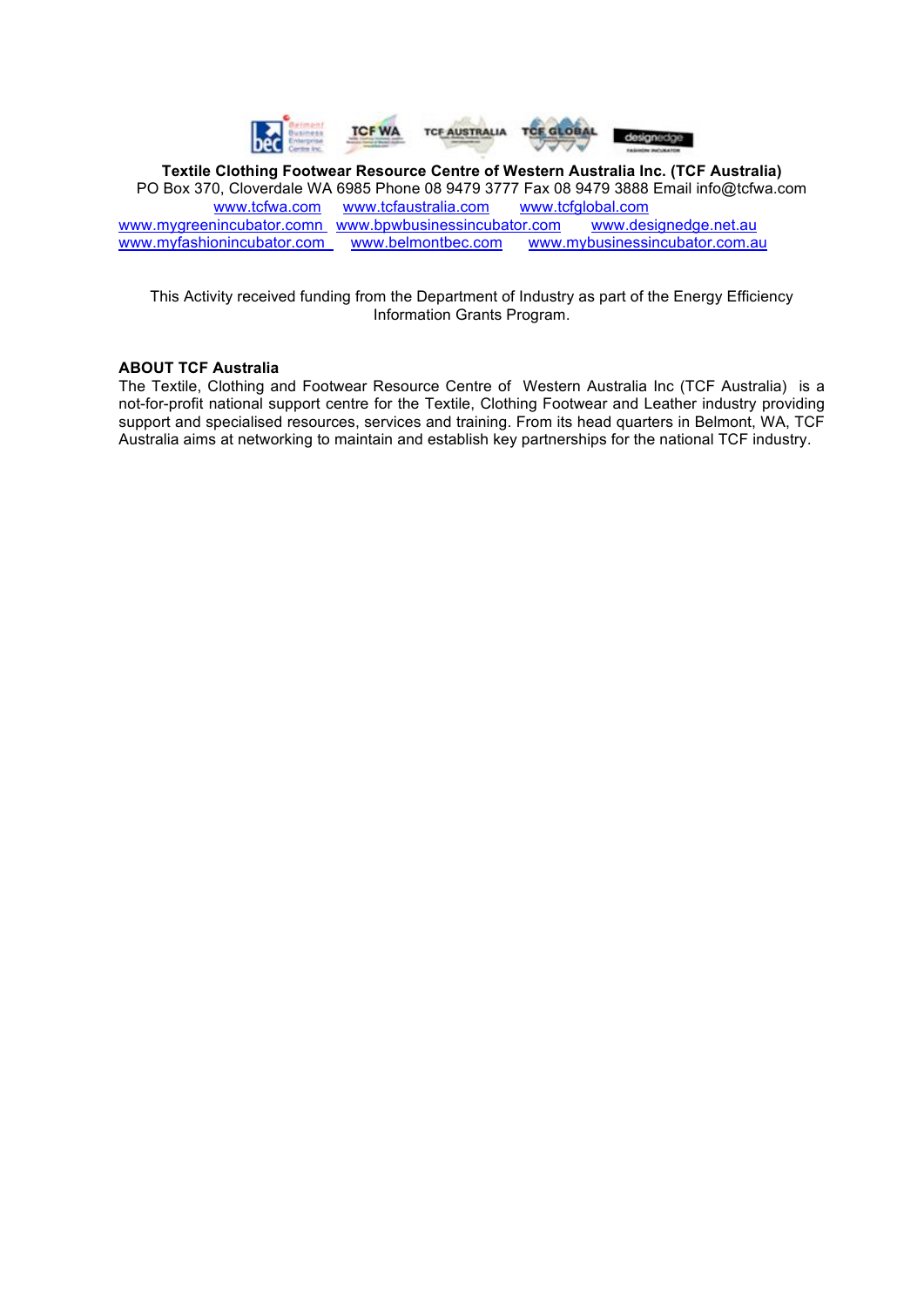**Textile Clothing Footwear Resource Centre of Western Australia Inc. (TCF Australia)**
PO Box 370, Cloverdale WA 6985 Phone 08 9479 3777 Fax 08 9479 3888 Email info@tcfwa.com
www.tcfwa.com www.tcfaustralia.com www.tcfglobal.com
www.mygreenincubator.comn www.bpwbusinessincubator.com www.designedge.net.au
www.myfashionincubator.com www.belmontbec.com www.mybusinessincubator.com.au

This Activity received funding from the Department of Industry as part of the Energy Efficiency Information Grants Program.

**ABOUT TCF Australia**

The Textile, Clothing and Footwear Resource Centre of Western Australia Inc (TCF Australia) is a not-for-profit national support centre for the Textile, Clothing Footwear and Leather industry providing support and specialised resources, services and training. From its head quarters in Belmont, WA, TCF Australia aims at networking to maintain and establish key partnerships for the national TCF industry.